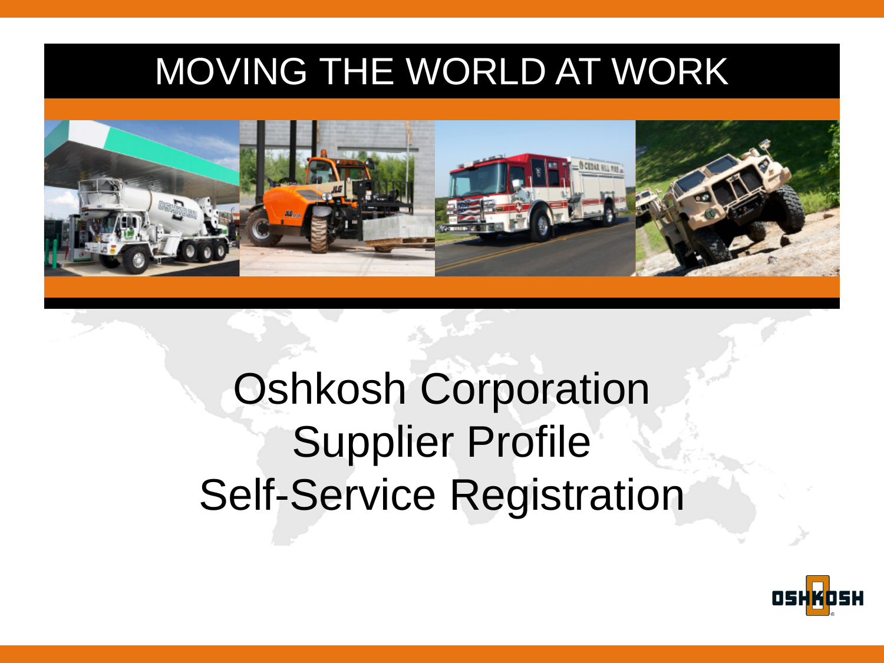MOVING THE WORLD AT WORK

# Oshkosh Corporation Supplier Profile Self-Service Registration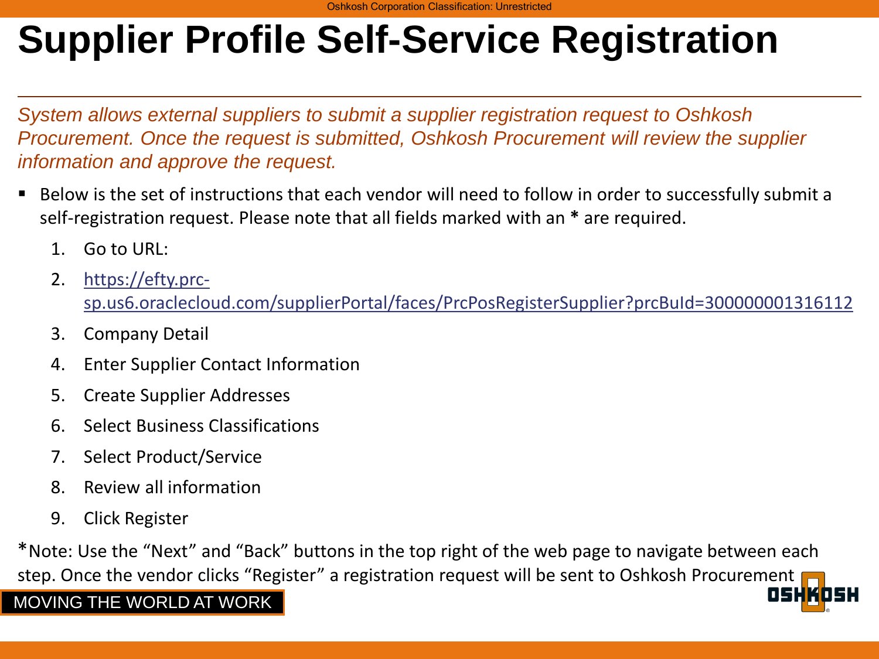# Supplier Profile Self-Service Registration

*System allows external suppliers to submit a supplier registration request to Oshkosh Procurement. Once the request is submitted, Oshkosh Procurement will review the supplier information and approve the request.*

- Below is the set of instructions that each vendor will need to follow in order to successfully submit a self-registration request. Please note that all fields marked with an **\*** are required.

  1. Go to URL:
  2. https://efty.prc-sp.us6.oraclecloud.com/supplierPortal/faces/PrcPosRegisterSupplier?prcBuId=300000001316112
  3. Company Detail
  4. Enter Supplier Contact Information
  5. Create Supplier Addresses
  6. Select Business Classifications
  7. Select Product/Service
  8. Review all information
  9. Click Register

*Note: Use the "Next" and "Back" buttons in the top right of the web page to navigate between each step. Once the vendor clicks "Register" a registration request will be sent to Oshkosh Procurement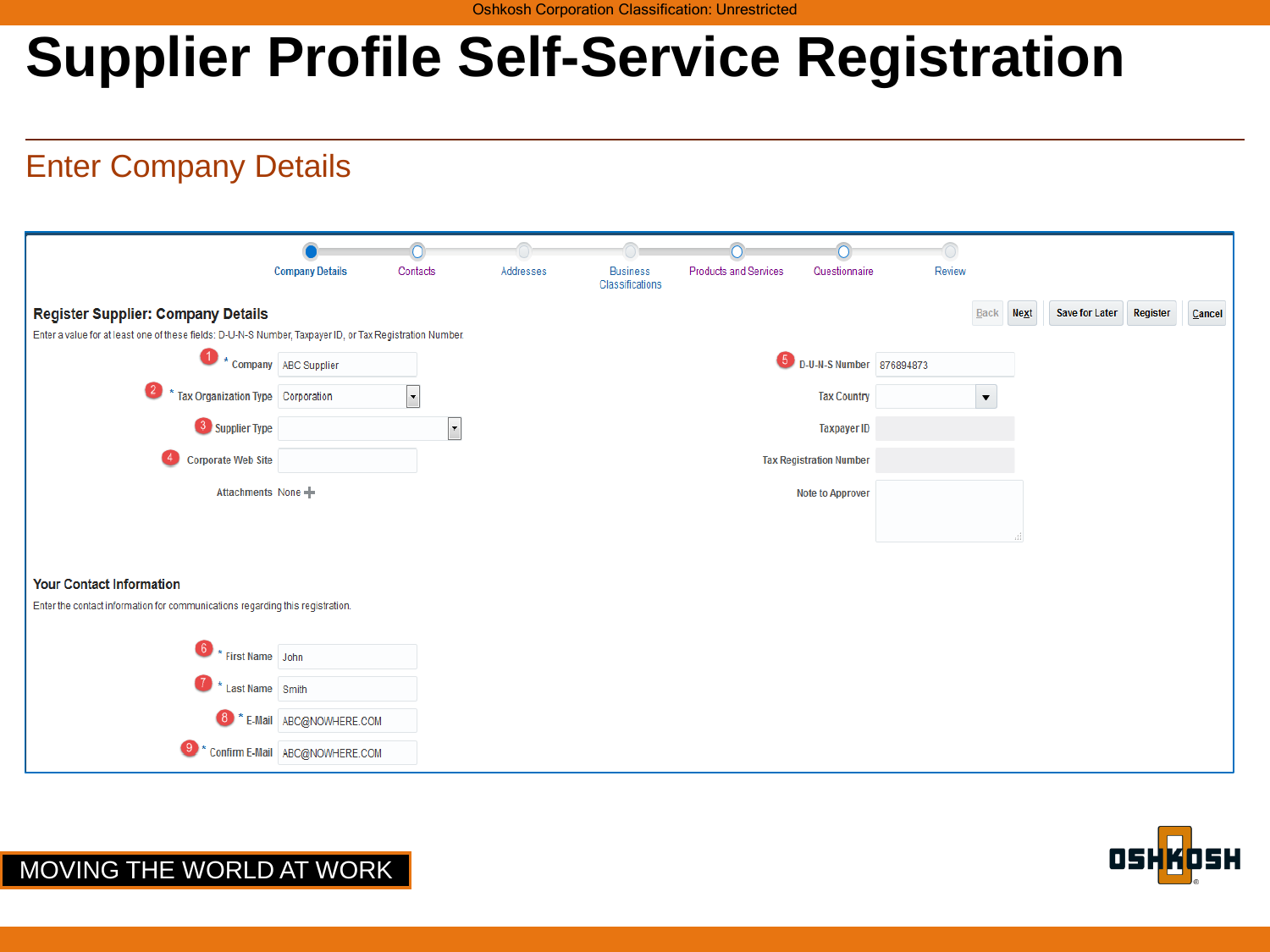# Supplier Profile Self-Service Registration

## Enter Company Details

Company Details — Contacts — Addresses — Business Classifications — Products and Services — Questionnaire — Review

### Register Supplier: Company Details

Back | Next | Save for Later | Register | Cancel

Enter a value for at least one of these fields: D-U-N-S Number, Taxpayer ID, or Tax Registration Number

1. * Company: ABC Supplier
2. * Tax Organization Type: Corporation
3. Supplier Type:
4. Corporate Web Site:

Attachments: None

5. D-U-N-S Number: 876894873

Tax Country:

Taxpayer ID:

Tax Registration Number:

Note to Approver:

### Your Contact Information

Enter the contact information for communications regarding this registration.

6. * First Name: John
7. * Last Name: Smith
8. * E-Mail: ABC@NOWHERE.COM
9. * Confirm E-Mail: ABC@NOWHERE.COM

MOVING THE WORLD AT WORK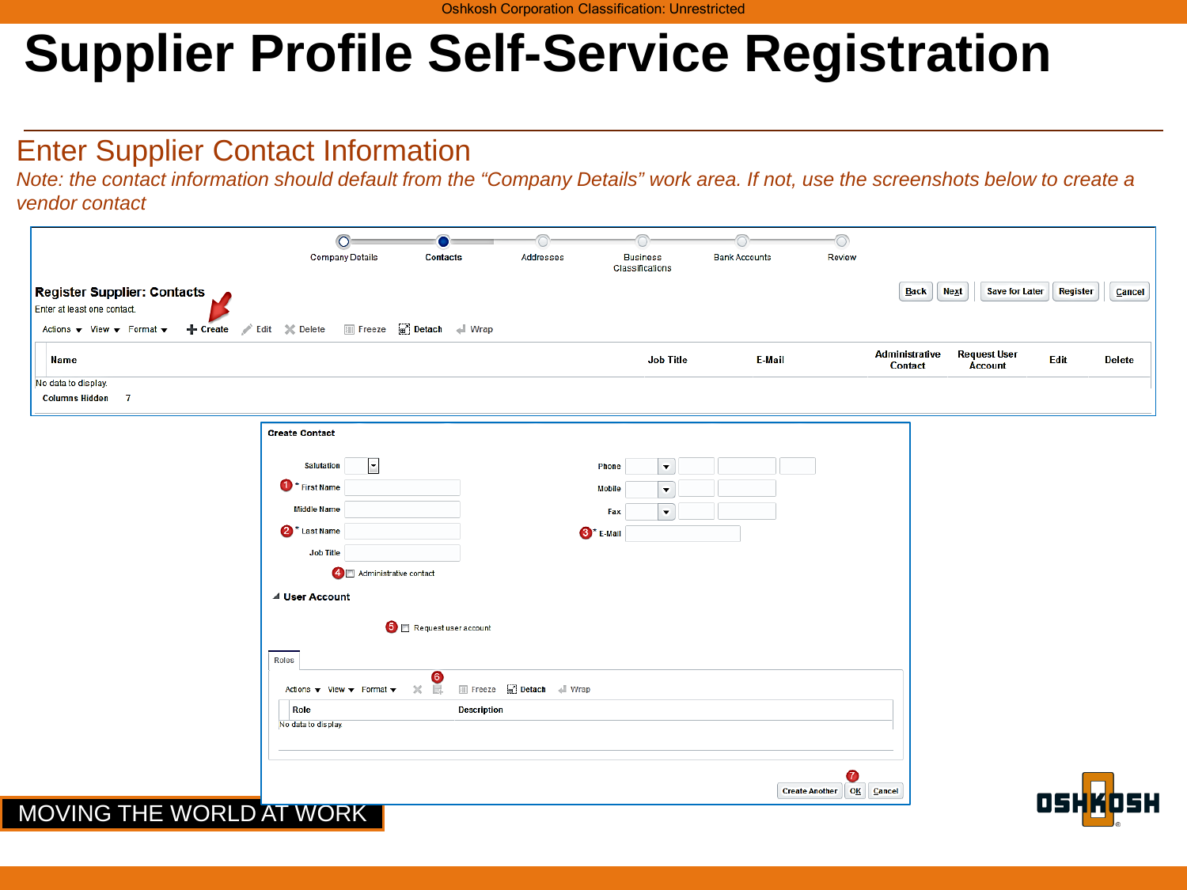# Supplier Profile Self-Service Registration

## Enter Supplier Contact Information

*Note: the contact information should default from the "Company Details" work area. If not, use the screenshots below to create a vendor contact*

Company Details | Contacts | Addresses | Business Classifications | Bank Accounts | Review

**Register Supplier: Contacts**

Enter at least one contact.

Back | Next | Save for Later | Register | Cancel

Actions ▾ View ▾ Format ▾ + Create | Edit | Delete | Freeze | Detach | Wrap

| Name | Job Title | E-Mail | Administrative Contact | Request User Account | Edit | Delete |
|---|---|---|---|---|---|---|
| No data to display. | | | | | | |

Columns Hidden 7

**Create Contact**

- Salutation
- 1 * First Name
- Middle Name
- 2 * Last Name
- Job Title
- 4 Administrative contact
- Phone
- Mobile
- Fax
- 3 * E-Mail

**User Account**

- 5 Request user account

Roles

Actions ▾ View ▾ Format ▾ 6 Freeze Detach Wrap

| Role | Description |
|---|---|
| No data to display. | |

Create Another | 7 OK | Cancel

MOVING THE WORLD AT WORK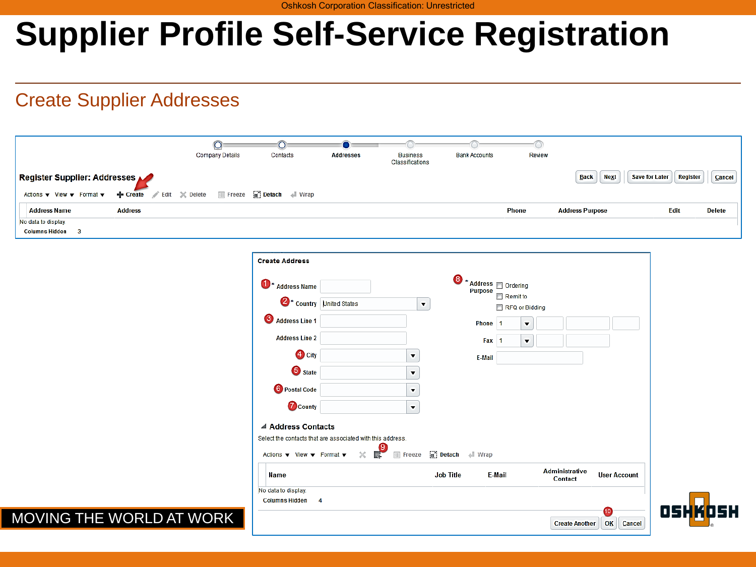# Supplier Profile Self-Service Registration

## Create Supplier Addresses

Company Details | Contacts | Addresses | Business Classifications | Bank Accounts | Review

**Register Supplier: Addresses**

Back | Next | Save for Later | Register | Cancel

Actions ▾ | View ▾ | Format ▾ | Create | Edit | Delete | Freeze | Detach | Wrap

| Address Name | Address | Phone | Address Purpose | Edit | Delete |
| --- | --- | --- | --- | --- | --- |

No data to display.

Columns Hidden 3

**Create Address**

1. * Address Name
2. * Country: United States
3. Address Line 1

   Address Line 2
4. City
5. State
6. Postal Code
7. County
8. * Address Purpose
   - Ordering
   - Remit to
   - RFQ or Bidding

Phone: 1

Fax: 1

E-Mail

**Address Contacts**

Select the contacts that are associated with this address.

Actions ▾ | View ▾ | Format ▾ | 9 | Freeze | Detach | Wrap

| Name | Job Title | E-Mail | Administrative Contact | User Account |
| --- | --- | --- | --- | --- |

No data to display.

Columns Hidden 4

Create Another | 10 OK | Cancel

MOVING THE WORLD AT WORK

OSHKOSH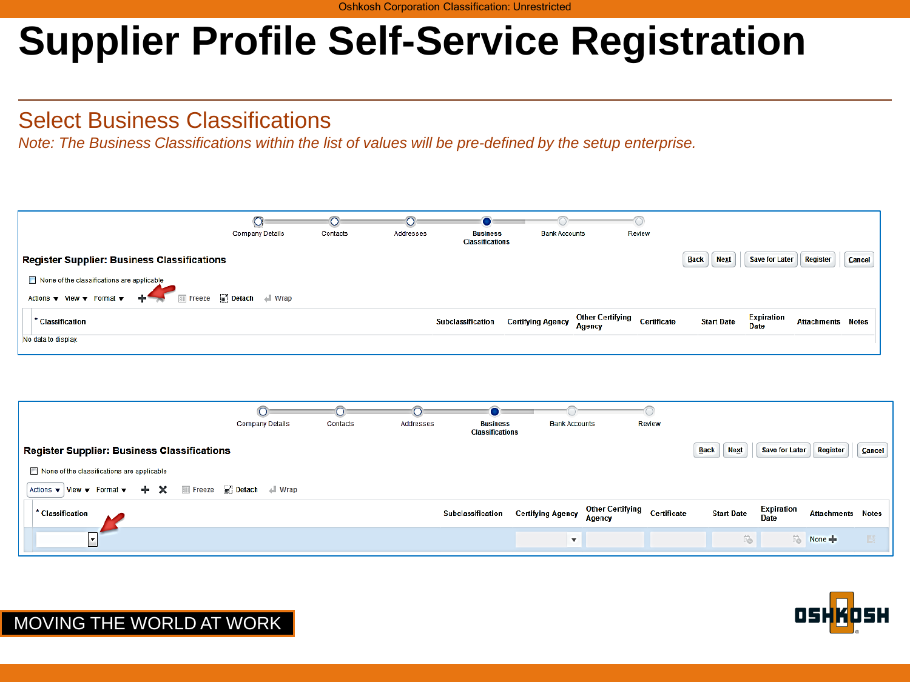# Supplier Profile Self-Service Registration

## Select Business Classifications

*Note: The Business Classifications within the list of values will be pre-defined by the setup enterprise.*

Company Details — Contacts — Addresses — Business Classifications — Bank Accounts — Review

**Register Supplier: Business Classifications**

Back | Next | Save for Later | Register | Cancel

☐ None of the classifications are applicable

Actions ▼ View ▼ Format ▼ ✚ ✖ Freeze Detach Wrap

| * Classification | Subclassification | Certifying Agency | Other Certifying Agency | Certificate | Start Date | Expiration Date | Attachments | Notes |
|---|---|---|---|---|---|---|---|---|

No data to display.

Company Details — Contacts — Addresses — Business Classifications — Bank Accounts — Review

**Register Supplier: Business Classifications**

Back | Next | Save for Later | Register | Cancel

☐ None of the classifications are applicable

Actions ▼ View ▼ Format ▼ ✚ ✖ Freeze Detach Wrap

| * Classification | Subclassification | Certifying Agency | Other Certifying Agency | Certificate | Start Date | Expiration Date | Attachments | Notes |
|---|---|---|---|---|---|---|---|---|
| | | | | | | | None ✚ | |

MOVING THE WORLD AT WORK

OSHKOSH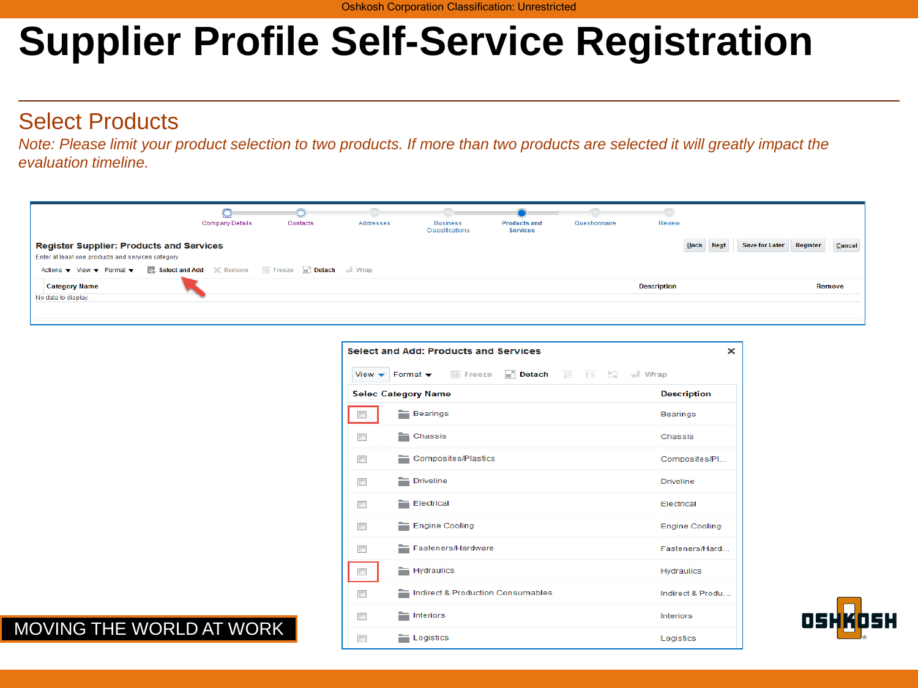# Supplier Profile Self-Service Registration

## Select Products

*Note: Please limit your product selection to two products. If more than two products are selected it will greatly impact the evaluation timeline.*

Company Details | Contacts | Addresses | Business Classifications | Products and Services | Questionnaire | Review

**Register Supplier: Products and Services**

Back | Next | Save for Later | Register | Cancel

Enter at least one products and services category.

Actions ▾ View ▾ Format ▾ Select and Add | Remove | Freeze | Detach | Wrap

| Category Name | Description | Remove |
|---|---|---|
| No data to display. | | |

**Select and Add: Products and Services**

View ▾ Format ▾ Freeze | Detach | Wrap

| Selec | Category Name | Description |
|---|---|---|
| ☐ | Bearings | Bearings |
| ☐ | Chassis | Chassis |
| ☐ | Composites/Plastics | Composites/Pl... |
| ☐ | Driveline | Driveline |
| ☐ | Electrical | Electrical |
| ☐ | Engine Cooling | Engine Cooling |
| ☐ | Fasteners/Hardware | Fasteners/Hard... |
| ☐ | Hydraulics | Hydraulics |
| ☐ | Indirect & Production Consumables | Indirect & Produ... |
| ☐ | Interiors | Interiors |
| ☐ | Logistics | Logistics |

MOVING THE WORLD AT WORK

OSHKOSH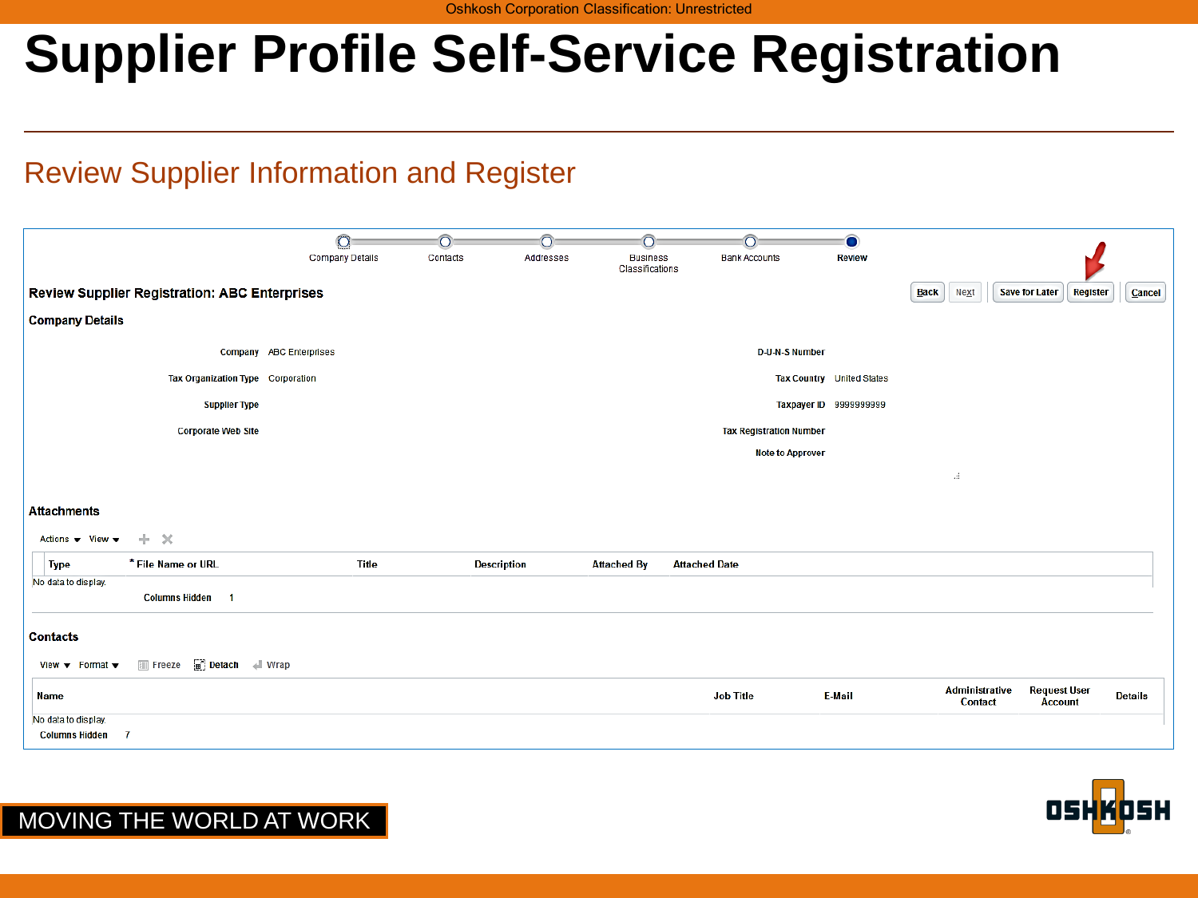# Supplier Profile Self-Service Registration

## Review Supplier Information and Register

Company Details — Contacts — Addresses — Business Classifications — Bank Accounts — Review

**Review Supplier Registration: ABC Enterprises**

Back | Next | Save for Later | Register | Cancel

### Company Details

| | | | |
|---|---|---|---|
| **Company** | ABC Enterprises | **D-U-N-S Number** | |
| **Tax Organization Type** | Corporation | **Tax Country** | United States |
| **Supplier Type** | | **Taxpayer ID** | 9999999999 |
| **Corporate Web Site** | | **Tax Registration Number** | |
| | | **Note to Approver** | |

### Attachments

Actions ▾ View ▾

| Type | * File Name or URL | Title | Description | Attached By | Attached Date |
|---|---|---|---|---|---|

No data to display.

Columns Hidden 1

### Contacts

View ▾ Format ▾ Freeze Detach Wrap

| Name | Job Title | E-Mail | Administrative Contact | Request User Account | Details |
|---|---|---|---|---|---|

No data to display.

Columns Hidden 7

MOVING THE WORLD AT WORK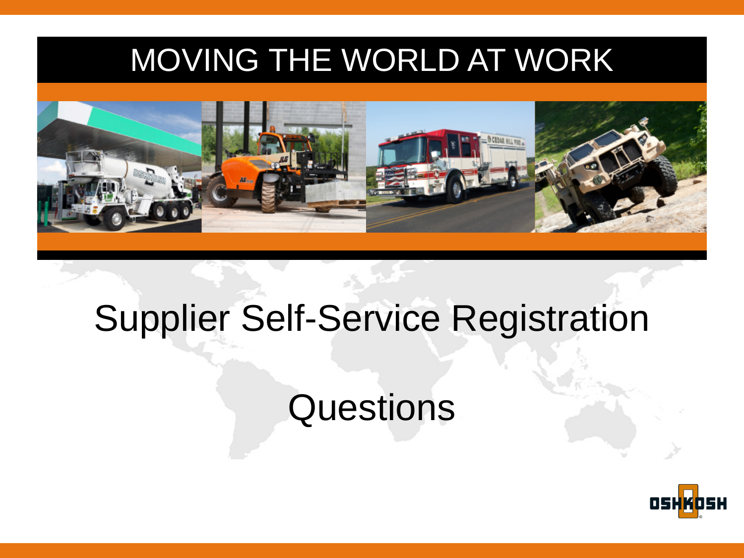MOVING THE WORLD AT WORK

# Supplier Self-Service Registration

## Questions